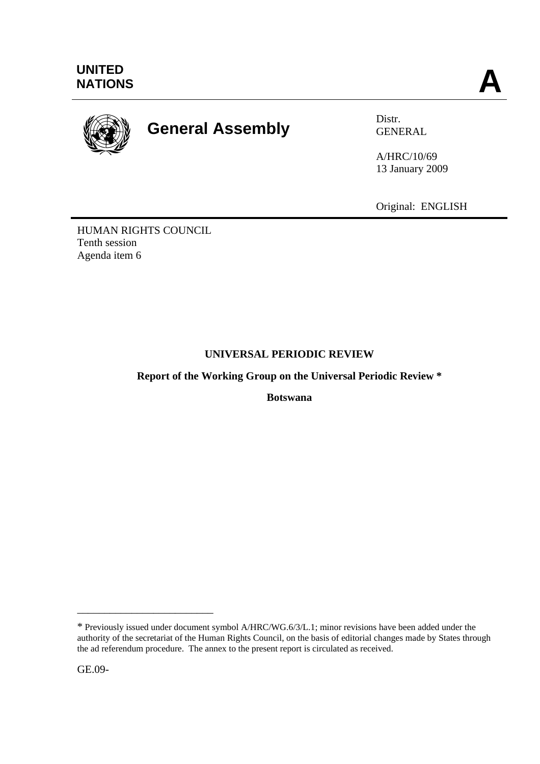UNITED NATIONS

**A**

# General Assembly

Distr.
GENERAL

A/HRC/10/69
13 January 2009

Original: ENGLISH

HUMAN RIGHTS COUNCIL
Tenth session
Agenda item 6

**UNIVERSAL PERIODIC REVIEW**

**Report of the Working Group on the Universal Periodic Review ***

**Botswana**

---

* Previously issued under document symbol A/HRC/WG.6/3/L.1; minor revisions have been added under the authority of the secretariat of the Human Rights Council, on the basis of editorial changes made by States through the ad referendum procedure. The annex to the present report is circulated as received.

GE.09-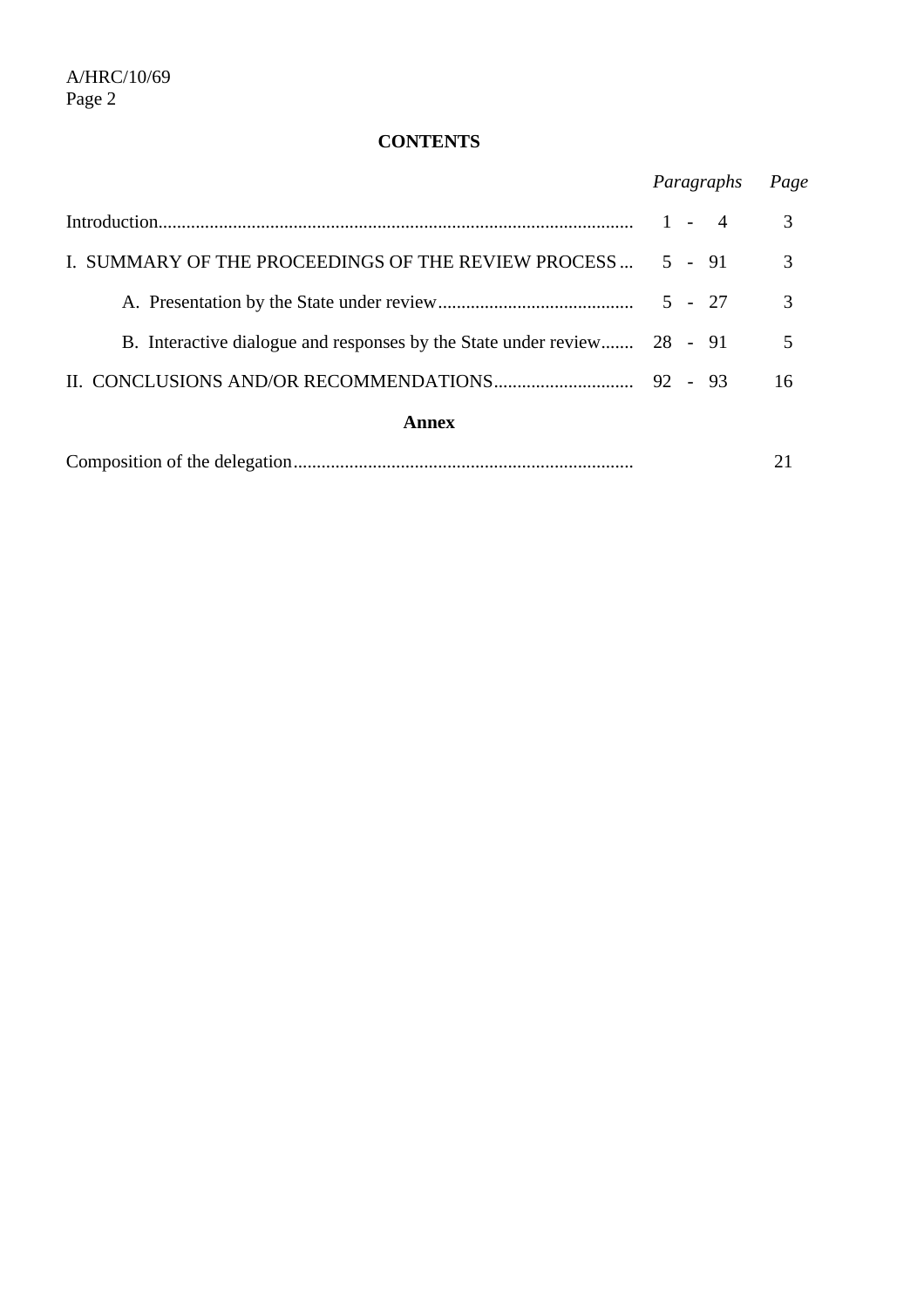**CONTENTS**

| | *Paragraphs* | *Page* |
|---|---|---|
| Introduction | 1 - 4 | 3 |
| I. SUMMARY OF THE PROCEEDINGS OF THE REVIEW PROCESS | 5 - 91 | 3 |
| A. Presentation by the State under review | 5 - 27 | 3 |
| B. Interactive dialogue and responses by the State under review | 28 - 91 | 5 |
| II. CONCLUSIONS AND/OR RECOMMENDATIONS | 92 - 93 | 16 |

**Annex**

| | | |
|---|---|---|
| Composition of the delegation | | 21 |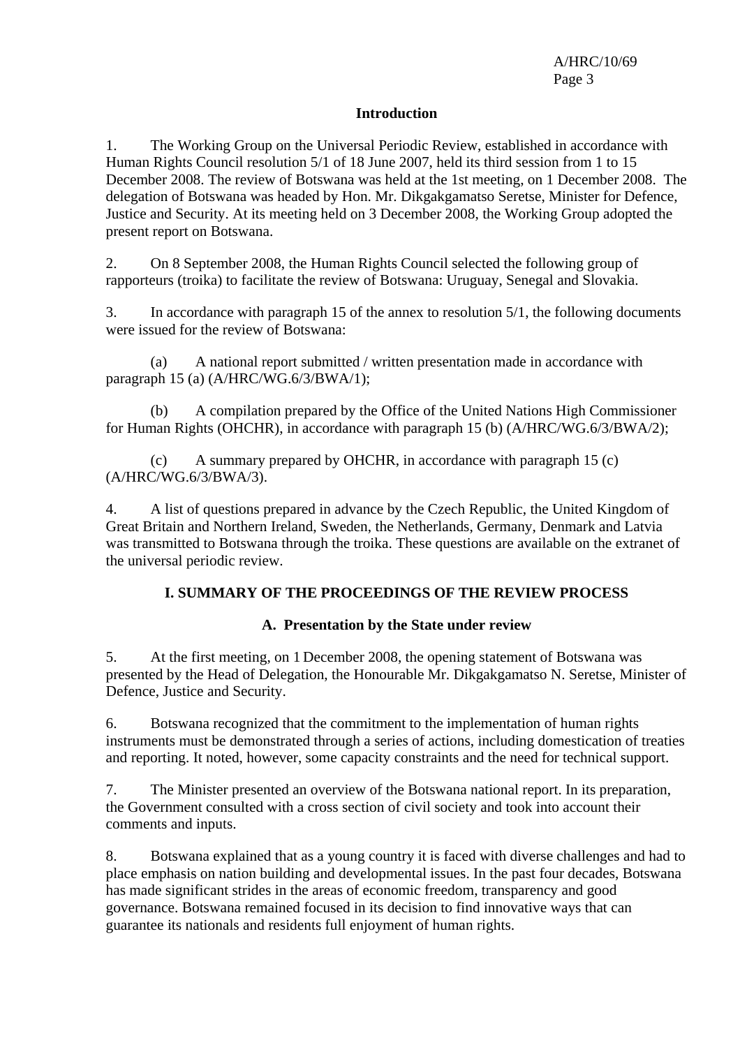## Introduction

1. The Working Group on the Universal Periodic Review, established in accordance with Human Rights Council resolution 5/1 of 18 June 2007, held its third session from 1 to 15 December 2008. The review of Botswana was held at the 1st meeting, on 1 December 2008. The delegation of Botswana was headed by Hon. Mr. Dikgakgamatso Seretse, Minister for Defence, Justice and Security. At its meeting held on 3 December 2008, the Working Group adopted the present report on Botswana.

2. On 8 September 2008, the Human Rights Council selected the following group of rapporteurs (troika) to facilitate the review of Botswana: Uruguay, Senegal and Slovakia.

3. In accordance with paragraph 15 of the annex to resolution 5/1, the following documents were issued for the review of Botswana:

(a) A national report submitted / written presentation made in accordance with paragraph 15 (a) (A/HRC/WG.6/3/BWA/1);

(b) A compilation prepared by the Office of the United Nations High Commissioner for Human Rights (OHCHR), in accordance with paragraph 15 (b) (A/HRC/WG.6/3/BWA/2);

(c) A summary prepared by OHCHR, in accordance with paragraph 15 (c) (A/HRC/WG.6/3/BWA/3).

4. A list of questions prepared in advance by the Czech Republic, the United Kingdom of Great Britain and Northern Ireland, Sweden, the Netherlands, Germany, Denmark and Latvia was transmitted to Botswana through the troika. These questions are available on the extranet of the universal periodic review.

## I. SUMMARY OF THE PROCEEDINGS OF THE REVIEW PROCESS

### A. Presentation by the State under review

5. At the first meeting, on 1 December 2008, the opening statement of Botswana was presented by the Head of Delegation, the Honourable Mr. Dikgakgamatso N. Seretse, Minister of Defence, Justice and Security.

6. Botswana recognized that the commitment to the implementation of human rights instruments must be demonstrated through a series of actions, including domestication of treaties and reporting. It noted, however, some capacity constraints and the need for technical support.

7. The Minister presented an overview of the Botswana national report. In its preparation, the Government consulted with a cross section of civil society and took into account their comments and inputs.

8. Botswana explained that as a young country it is faced with diverse challenges and had to place emphasis on nation building and developmental issues. In the past four decades, Botswana has made significant strides in the areas of economic freedom, transparency and good governance. Botswana remained focused in its decision to find innovative ways that can guarantee its nationals and residents full enjoyment of human rights.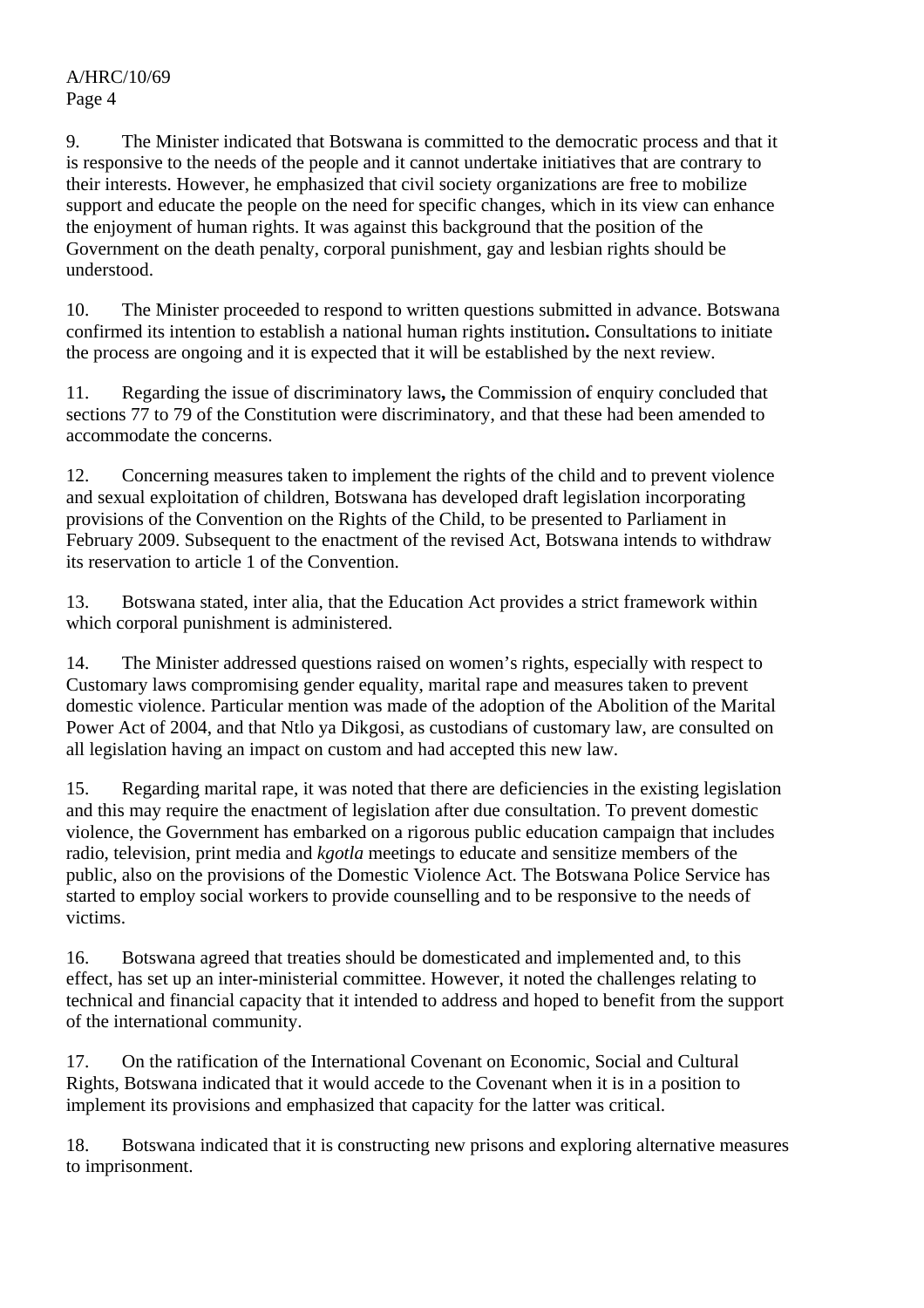9. The Minister indicated that Botswana is committed to the democratic process and that it is responsive to the needs of the people and it cannot undertake initiatives that are contrary to their interests. However, he emphasized that civil society organizations are free to mobilize support and educate the people on the need for specific changes, which in its view can enhance the enjoyment of human rights. It was against this background that the position of the Government on the death penalty, corporal punishment, gay and lesbian rights should be understood.

10. The Minister proceeded to respond to written questions submitted in advance. Botswana confirmed its intention to establish a national human rights institution**.** Consultations to initiate the process are ongoing and it is expected that it will be established by the next review.

11. Regarding the issue of discriminatory laws**,** the Commission of enquiry concluded that sections 77 to 79 of the Constitution were discriminatory, and that these had been amended to accommodate the concerns.

12. Concerning measures taken to implement the rights of the child and to prevent violence and sexual exploitation of children, Botswana has developed draft legislation incorporating provisions of the Convention on the Rights of the Child, to be presented to Parliament in February 2009. Subsequent to the enactment of the revised Act, Botswana intends to withdraw its reservation to article 1 of the Convention.

13. Botswana stated, inter alia, that the Education Act provides a strict framework within which corporal punishment is administered.

14. The Minister addressed questions raised on women's rights, especially with respect to Customary laws compromising gender equality, marital rape and measures taken to prevent domestic violence. Particular mention was made of the adoption of the Abolition of the Marital Power Act of 2004, and that Ntlo ya Dikgosi, as custodians of customary law, are consulted on all legislation having an impact on custom and had accepted this new law.

15. Regarding marital rape, it was noted that there are deficiencies in the existing legislation and this may require the enactment of legislation after due consultation. To prevent domestic violence, the Government has embarked on a rigorous public education campaign that includes radio, television, print media and *kgotla* meetings to educate and sensitize members of the public, also on the provisions of the Domestic Violence Act. The Botswana Police Service has started to employ social workers to provide counselling and to be responsive to the needs of victims.

16. Botswana agreed that treaties should be domesticated and implemented and, to this effect, has set up an inter-ministerial committee. However, it noted the challenges relating to technical and financial capacity that it intended to address and hoped to benefit from the support of the international community.

17. On the ratification of the International Covenant on Economic, Social and Cultural Rights, Botswana indicated that it would accede to the Covenant when it is in a position to implement its provisions and emphasized that capacity for the latter was critical.

18. Botswana indicated that it is constructing new prisons and exploring alternative measures to imprisonment.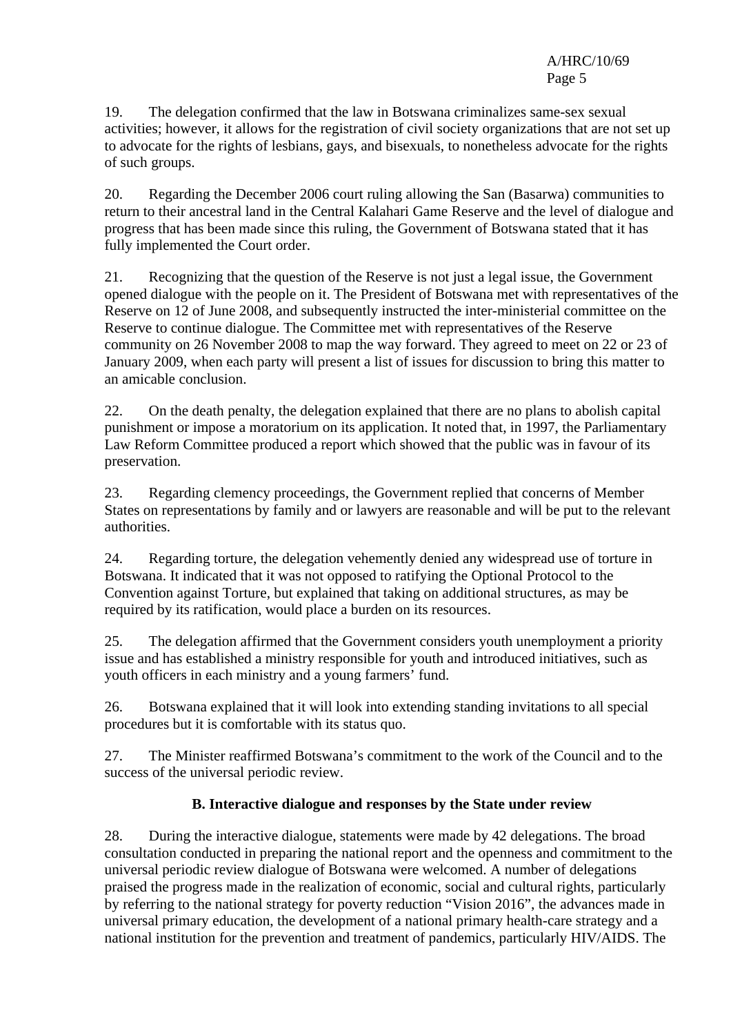19. The delegation confirmed that the law in Botswana criminalizes same-sex sexual activities; however, it allows for the registration of civil society organizations that are not set up to advocate for the rights of lesbians, gays, and bisexuals, to nonetheless advocate for the rights of such groups.

20. Regarding the December 2006 court ruling allowing the San (Basarwa) communities to return to their ancestral land in the Central Kalahari Game Reserve and the level of dialogue and progress that has been made since this ruling, the Government of Botswana stated that it has fully implemented the Court order.

21. Recognizing that the question of the Reserve is not just a legal issue, the Government opened dialogue with the people on it. The President of Botswana met with representatives of the Reserve on 12 of June 2008, and subsequently instructed the inter-ministerial committee on the Reserve to continue dialogue. The Committee met with representatives of the Reserve community on 26 November 2008 to map the way forward. They agreed to meet on 22 or 23 of January 2009, when each party will present a list of issues for discussion to bring this matter to an amicable conclusion.

22. On the death penalty, the delegation explained that there are no plans to abolish capital punishment or impose a moratorium on its application. It noted that, in 1997, the Parliamentary Law Reform Committee produced a report which showed that the public was in favour of its preservation.

23. Regarding clemency proceedings, the Government replied that concerns of Member States on representations by family and or lawyers are reasonable and will be put to the relevant authorities.

24. Regarding torture, the delegation vehemently denied any widespread use of torture in Botswana. It indicated that it was not opposed to ratifying the Optional Protocol to the Convention against Torture, but explained that taking on additional structures, as may be required by its ratification, would place a burden on its resources.

25. The delegation affirmed that the Government considers youth unemployment a priority issue and has established a ministry responsible for youth and introduced initiatives, such as youth officers in each ministry and a young farmers' fund.

26. Botswana explained that it will look into extending standing invitations to all special procedures but it is comfortable with its status quo.

27. The Minister reaffirmed Botswana's commitment to the work of the Council and to the success of the universal periodic review.

### B. Interactive dialogue and responses by the State under review

28. During the interactive dialogue, statements were made by 42 delegations. The broad consultation conducted in preparing the national report and the openness and commitment to the universal periodic review dialogue of Botswana were welcomed. A number of delegations praised the progress made in the realization of economic, social and cultural rights, particularly by referring to the national strategy for poverty reduction "Vision 2016", the advances made in universal primary education, the development of a national primary health-care strategy and a national institution for the prevention and treatment of pandemics, particularly HIV/AIDS. The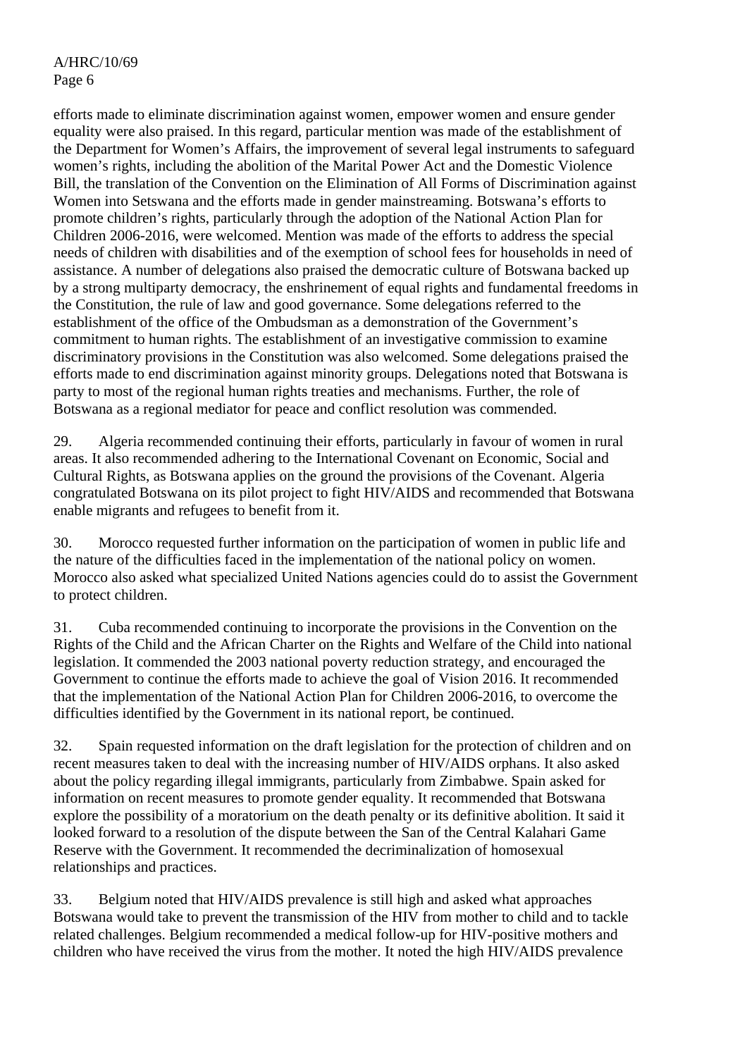efforts made to eliminate discrimination against women, empower women and ensure gender equality were also praised. In this regard, particular mention was made of the establishment of the Department for Women's Affairs, the improvement of several legal instruments to safeguard women's rights, including the abolition of the Marital Power Act and the Domestic Violence Bill, the translation of the Convention on the Elimination of All Forms of Discrimination against Women into Setswana and the efforts made in gender mainstreaming. Botswana's efforts to promote children's rights, particularly through the adoption of the National Action Plan for Children 2006-2016, were welcomed. Mention was made of the efforts to address the special needs of children with disabilities and of the exemption of school fees for households in need of assistance. A number of delegations also praised the democratic culture of Botswana backed up by a strong multiparty democracy, the enshrinement of equal rights and fundamental freedoms in the Constitution, the rule of law and good governance. Some delegations referred to the establishment of the office of the Ombudsman as a demonstration of the Government's commitment to human rights. The establishment of an investigative commission to examine discriminatory provisions in the Constitution was also welcomed. Some delegations praised the efforts made to end discrimination against minority groups. Delegations noted that Botswana is party to most of the regional human rights treaties and mechanisms. Further, the role of Botswana as a regional mediator for peace and conflict resolution was commended.

29. Algeria recommended continuing their efforts, particularly in favour of women in rural areas. It also recommended adhering to the International Covenant on Economic, Social and Cultural Rights, as Botswana applies on the ground the provisions of the Covenant. Algeria congratulated Botswana on its pilot project to fight HIV/AIDS and recommended that Botswana enable migrants and refugees to benefit from it.

30. Morocco requested further information on the participation of women in public life and the nature of the difficulties faced in the implementation of the national policy on women. Morocco also asked what specialized United Nations agencies could do to assist the Government to protect children.

31. Cuba recommended continuing to incorporate the provisions in the Convention on the Rights of the Child and the African Charter on the Rights and Welfare of the Child into national legislation. It commended the 2003 national poverty reduction strategy, and encouraged the Government to continue the efforts made to achieve the goal of Vision 2016. It recommended that the implementation of the National Action Plan for Children 2006-2016, to overcome the difficulties identified by the Government in its national report, be continued.

32. Spain requested information on the draft legislation for the protection of children and on recent measures taken to deal with the increasing number of HIV/AIDS orphans. It also asked about the policy regarding illegal immigrants, particularly from Zimbabwe. Spain asked for information on recent measures to promote gender equality. It recommended that Botswana explore the possibility of a moratorium on the death penalty or its definitive abolition. It said it looked forward to a resolution of the dispute between the San of the Central Kalahari Game Reserve with the Government. It recommended the decriminalization of homosexual relationships and practices.

33. Belgium noted that HIV/AIDS prevalence is still high and asked what approaches Botswana would take to prevent the transmission of the HIV from mother to child and to tackle related challenges. Belgium recommended a medical follow-up for HIV-positive mothers and children who have received the virus from the mother. It noted the high HIV/AIDS prevalence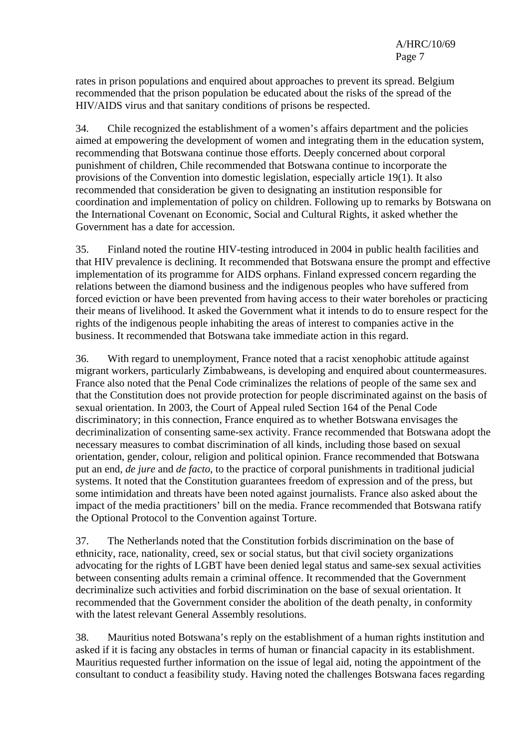rates in prison populations and enquired about approaches to prevent its spread. Belgium recommended that the prison population be educated about the risks of the spread of the HIV/AIDS virus and that sanitary conditions of prisons be respected.

34. Chile recognized the establishment of a women's affairs department and the policies aimed at empowering the development of women and integrating them in the education system, recommending that Botswana continue those efforts. Deeply concerned about corporal punishment of children, Chile recommended that Botswana continue to incorporate the provisions of the Convention into domestic legislation, especially article 19(1). It also recommended that consideration be given to designating an institution responsible for coordination and implementation of policy on children. Following up to remarks by Botswana on the International Covenant on Economic, Social and Cultural Rights, it asked whether the Government has a date for accession.

35. Finland noted the routine HIV-testing introduced in 2004 in public health facilities and that HIV prevalence is declining. It recommended that Botswana ensure the prompt and effective implementation of its programme for AIDS orphans. Finland expressed concern regarding the relations between the diamond business and the indigenous peoples who have suffered from forced eviction or have been prevented from having access to their water boreholes or practicing their means of livelihood. It asked the Government what it intends to do to ensure respect for the rights of the indigenous people inhabiting the areas of interest to companies active in the business. It recommended that Botswana take immediate action in this regard.

36. With regard to unemployment, France noted that a racist xenophobic attitude against migrant workers, particularly Zimbabweans, is developing and enquired about countermeasures. France also noted that the Penal Code criminalizes the relations of people of the same sex and that the Constitution does not provide protection for people discriminated against on the basis of sexual orientation. In 2003, the Court of Appeal ruled Section 164 of the Penal Code discriminatory; in this connection, France enquired as to whether Botswana envisages the decriminalization of consenting same-sex activity. France recommended that Botswana adopt the necessary measures to combat discrimination of all kinds, including those based on sexual orientation, gender, colour, religion and political opinion. France recommended that Botswana put an end, *de jure* and *de facto*, to the practice of corporal punishments in traditional judicial systems. It noted that the Constitution guarantees freedom of expression and of the press, but some intimidation and threats have been noted against journalists. France also asked about the impact of the media practitioners' bill on the media. France recommended that Botswana ratify the Optional Protocol to the Convention against Torture.

37. The Netherlands noted that the Constitution forbids discrimination on the base of ethnicity, race, nationality, creed, sex or social status, but that civil society organizations advocating for the rights of LGBT have been denied legal status and same-sex sexual activities between consenting adults remain a criminal offence. It recommended that the Government decriminalize such activities and forbid discrimination on the base of sexual orientation. It recommended that the Government consider the abolition of the death penalty, in conformity with the latest relevant General Assembly resolutions.

38. Mauritius noted Botswana's reply on the establishment of a human rights institution and asked if it is facing any obstacles in terms of human or financial capacity in its establishment. Mauritius requested further information on the issue of legal aid, noting the appointment of the consultant to conduct a feasibility study. Having noted the challenges Botswana faces regarding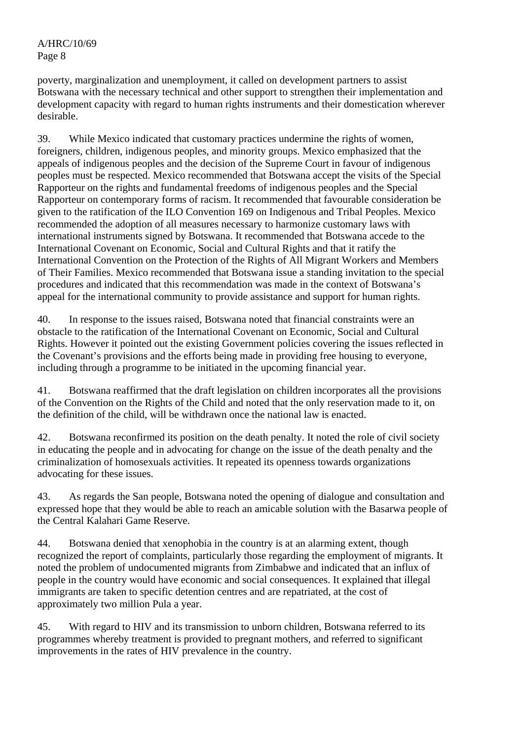poverty, marginalization and unemployment, it called on development partners to assist Botswana with the necessary technical and other support to strengthen their implementation and development capacity with regard to human rights instruments and their domestication wherever desirable.

39. While Mexico indicated that customary practices undermine the rights of women, foreigners, children, indigenous peoples, and minority groups. Mexico emphasized that the appeals of indigenous peoples and the decision of the Supreme Court in favour of indigenous peoples must be respected. Mexico recommended that Botswana accept the visits of the Special Rapporteur on the rights and fundamental freedoms of indigenous peoples and the Special Rapporteur on contemporary forms of racism. It recommended that favourable consideration be given to the ratification of the ILO Convention 169 on Indigenous and Tribal Peoples. Mexico recommended the adoption of all measures necessary to harmonize customary laws with international instruments signed by Botswana. It recommended that Botswana accede to the International Covenant on Economic, Social and Cultural Rights and that it ratify the International Convention on the Protection of the Rights of All Migrant Workers and Members of Their Families. Mexico recommended that Botswana issue a standing invitation to the special procedures and indicated that this recommendation was made in the context of Botswana's appeal for the international community to provide assistance and support for human rights.

40. In response to the issues raised, Botswana noted that financial constraints were an obstacle to the ratification of the International Covenant on Economic, Social and Cultural Rights. However it pointed out the existing Government policies covering the issues reflected in the Covenant's provisions and the efforts being made in providing free housing to everyone, including through a programme to be initiated in the upcoming financial year.

41. Botswana reaffirmed that the draft legislation on children incorporates all the provisions of the Convention on the Rights of the Child and noted that the only reservation made to it, on the definition of the child, will be withdrawn once the national law is enacted.

42. Botswana reconfirmed its position on the death penalty. It noted the role of civil society in educating the people and in advocating for change on the issue of the death penalty and the criminalization of homosexuals activities. It repeated its openness towards organizations advocating for these issues.

43. As regards the San people, Botswana noted the opening of dialogue and consultation and expressed hope that they would be able to reach an amicable solution with the Basarwa people of the Central Kalahari Game Reserve.

44. Botswana denied that xenophobia in the country is at an alarming extent, though recognized the report of complaints, particularly those regarding the employment of migrants. It noted the problem of undocumented migrants from Zimbabwe and indicated that an influx of people in the country would have economic and social consequences. It explained that illegal immigrants are taken to specific detention centres and are repatriated, at the cost of approximately two million Pula a year.

45. With regard to HIV and its transmission to unborn children, Botswana referred to its programmes whereby treatment is provided to pregnant mothers, and referred to significant improvements in the rates of HIV prevalence in the country.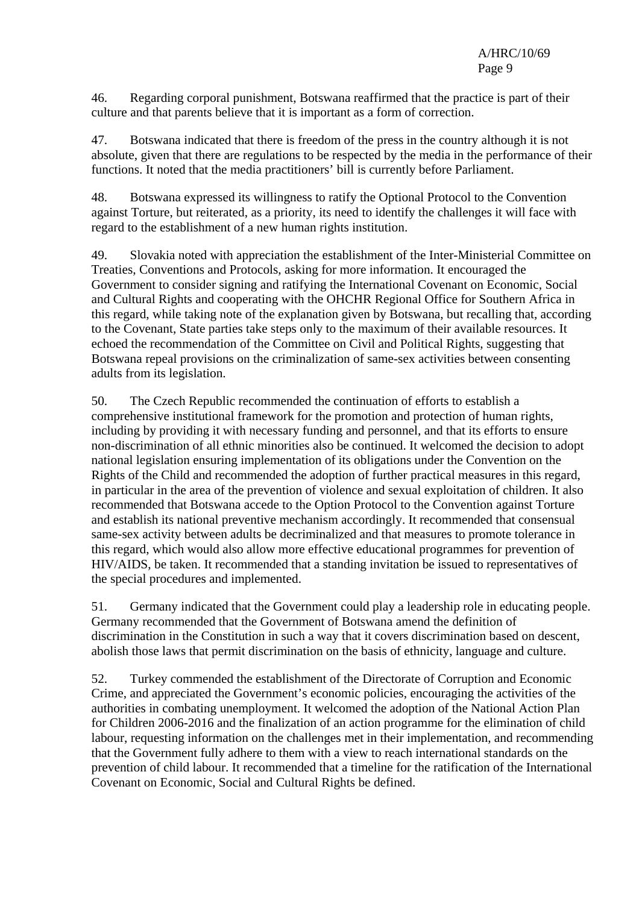46. Regarding corporal punishment, Botswana reaffirmed that the practice is part of their culture and that parents believe that it is important as a form of correction.

47. Botswana indicated that there is freedom of the press in the country although it is not absolute, given that there are regulations to be respected by the media in the performance of their functions. It noted that the media practitioners' bill is currently before Parliament.

48. Botswana expressed its willingness to ratify the Optional Protocol to the Convention against Torture, but reiterated, as a priority, its need to identify the challenges it will face with regard to the establishment of a new human rights institution.

49. Slovakia noted with appreciation the establishment of the Inter-Ministerial Committee on Treaties, Conventions and Protocols, asking for more information. It encouraged the Government to consider signing and ratifying the International Covenant on Economic, Social and Cultural Rights and cooperating with the OHCHR Regional Office for Southern Africa in this regard, while taking note of the explanation given by Botswana, but recalling that, according to the Covenant, State parties take steps only to the maximum of their available resources. It echoed the recommendation of the Committee on Civil and Political Rights, suggesting that Botswana repeal provisions on the criminalization of same-sex activities between consenting adults from its legislation.

50. The Czech Republic recommended the continuation of efforts to establish a comprehensive institutional framework for the promotion and protection of human rights, including by providing it with necessary funding and personnel, and that its efforts to ensure non-discrimination of all ethnic minorities also be continued. It welcomed the decision to adopt national legislation ensuring implementation of its obligations under the Convention on the Rights of the Child and recommended the adoption of further practical measures in this regard, in particular in the area of the prevention of violence and sexual exploitation of children. It also recommended that Botswana accede to the Option Protocol to the Convention against Torture and establish its national preventive mechanism accordingly. It recommended that consensual same-sex activity between adults be decriminalized and that measures to promote tolerance in this regard, which would also allow more effective educational programmes for prevention of HIV/AIDS, be taken. It recommended that a standing invitation be issued to representatives of the special procedures and implemented.

51. Germany indicated that the Government could play a leadership role in educating people. Germany recommended that the Government of Botswana amend the definition of discrimination in the Constitution in such a way that it covers discrimination based on descent, abolish those laws that permit discrimination on the basis of ethnicity, language and culture.

52. Turkey commended the establishment of the Directorate of Corruption and Economic Crime, and appreciated the Government's economic policies, encouraging the activities of the authorities in combating unemployment. It welcomed the adoption of the National Action Plan for Children 2006-2016 and the finalization of an action programme for the elimination of child labour, requesting information on the challenges met in their implementation, and recommending that the Government fully adhere to them with a view to reach international standards on the prevention of child labour. It recommended that a timeline for the ratification of the International Covenant on Economic, Social and Cultural Rights be defined.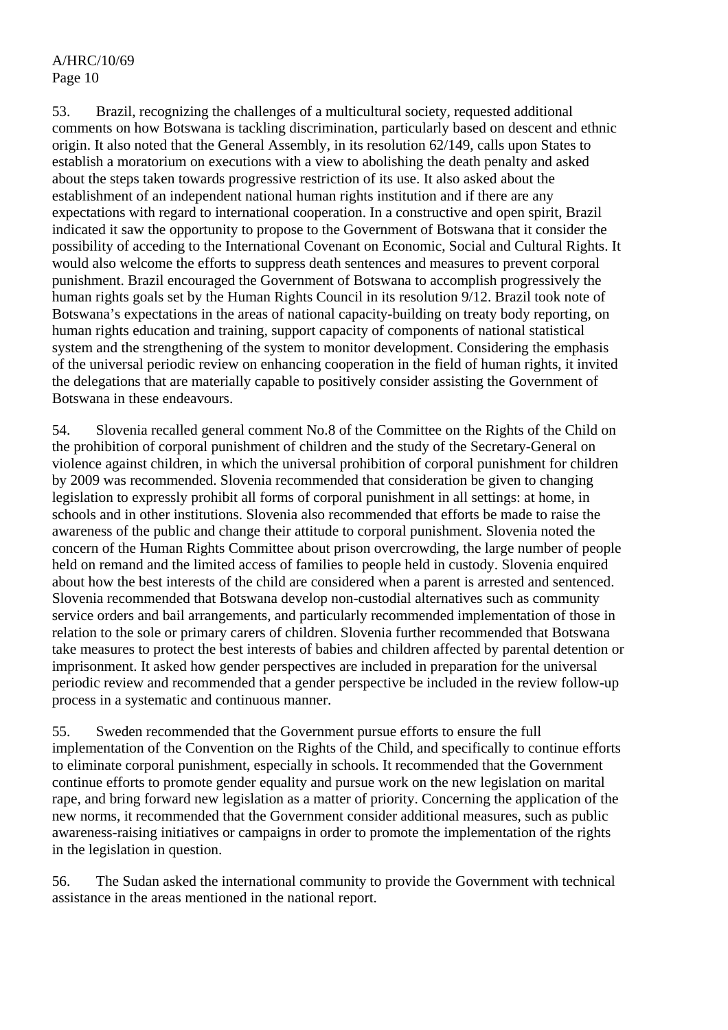53. Brazil, recognizing the challenges of a multicultural society, requested additional comments on how Botswana is tackling discrimination, particularly based on descent and ethnic origin. It also noted that the General Assembly, in its resolution 62/149, calls upon States to establish a moratorium on executions with a view to abolishing the death penalty and asked about the steps taken towards progressive restriction of its use. It also asked about the establishment of an independent national human rights institution and if there are any expectations with regard to international cooperation. In a constructive and open spirit, Brazil indicated it saw the opportunity to propose to the Government of Botswana that it consider the possibility of acceding to the International Covenant on Economic, Social and Cultural Rights. It would also welcome the efforts to suppress death sentences and measures to prevent corporal punishment. Brazil encouraged the Government of Botswana to accomplish progressively the human rights goals set by the Human Rights Council in its resolution 9/12. Brazil took note of Botswana's expectations in the areas of national capacity-building on treaty body reporting, on human rights education and training, support capacity of components of national statistical system and the strengthening of the system to monitor development. Considering the emphasis of the universal periodic review on enhancing cooperation in the field of human rights, it invited the delegations that are materially capable to positively consider assisting the Government of Botswana in these endeavours.

54. Slovenia recalled general comment No.8 of the Committee on the Rights of the Child on the prohibition of corporal punishment of children and the study of the Secretary-General on violence against children, in which the universal prohibition of corporal punishment for children by 2009 was recommended. Slovenia recommended that consideration be given to changing legislation to expressly prohibit all forms of corporal punishment in all settings: at home, in schools and in other institutions. Slovenia also recommended that efforts be made to raise the awareness of the public and change their attitude to corporal punishment. Slovenia noted the concern of the Human Rights Committee about prison overcrowding, the large number of people held on remand and the limited access of families to people held in custody. Slovenia enquired about how the best interests of the child are considered when a parent is arrested and sentenced. Slovenia recommended that Botswana develop non-custodial alternatives such as community service orders and bail arrangements, and particularly recommended implementation of those in relation to the sole or primary carers of children. Slovenia further recommended that Botswana take measures to protect the best interests of babies and children affected by parental detention or imprisonment. It asked how gender perspectives are included in preparation for the universal periodic review and recommended that a gender perspective be included in the review follow-up process in a systematic and continuous manner.

55. Sweden recommended that the Government pursue efforts to ensure the full implementation of the Convention on the Rights of the Child, and specifically to continue efforts to eliminate corporal punishment, especially in schools. It recommended that the Government continue efforts to promote gender equality and pursue work on the new legislation on marital rape, and bring forward new legislation as a matter of priority. Concerning the application of the new norms, it recommended that the Government consider additional measures, such as public awareness-raising initiatives or campaigns in order to promote the implementation of the rights in the legislation in question.

56. The Sudan asked the international community to provide the Government with technical assistance in the areas mentioned in the national report.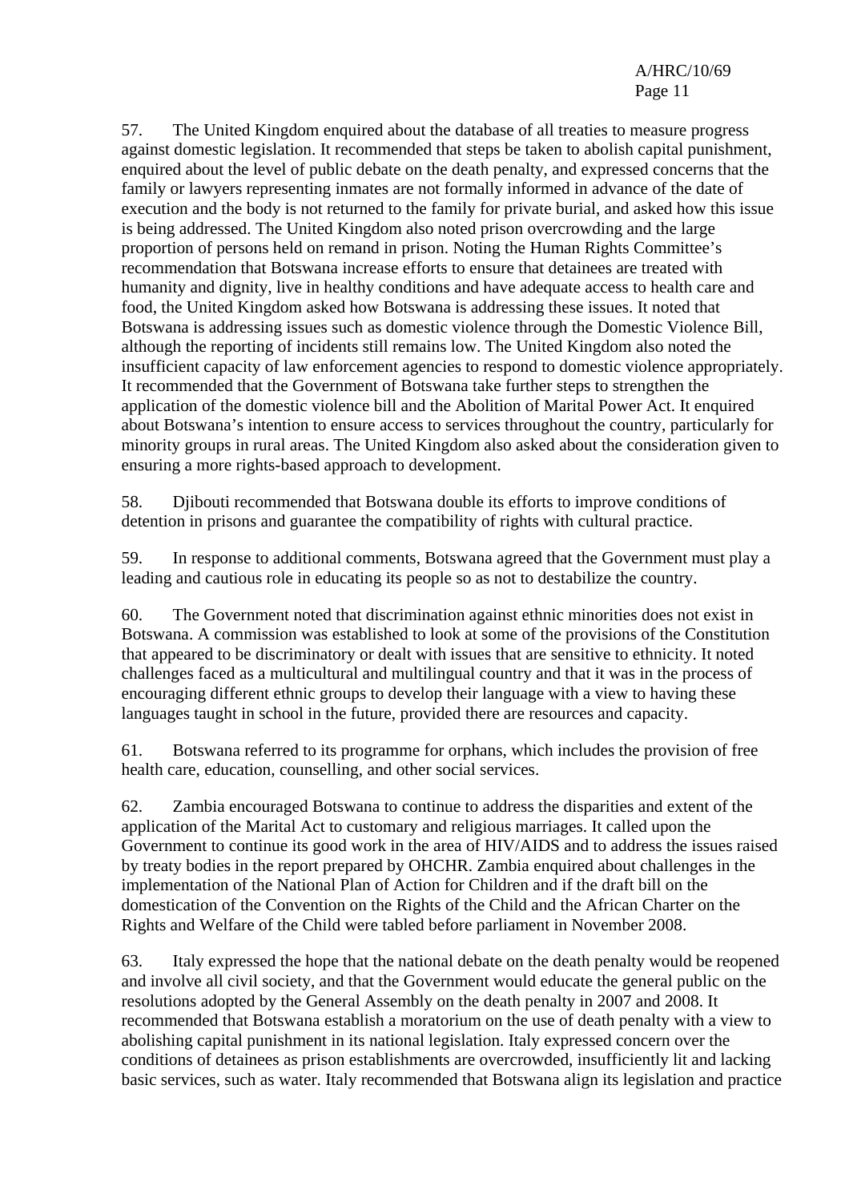57. The United Kingdom enquired about the database of all treaties to measure progress against domestic legislation. It recommended that steps be taken to abolish capital punishment, enquired about the level of public debate on the death penalty, and expressed concerns that the family or lawyers representing inmates are not formally informed in advance of the date of execution and the body is not returned to the family for private burial, and asked how this issue is being addressed. The United Kingdom also noted prison overcrowding and the large proportion of persons held on remand in prison. Noting the Human Rights Committee's recommendation that Botswana increase efforts to ensure that detainees are treated with humanity and dignity, live in healthy conditions and have adequate access to health care and food, the United Kingdom asked how Botswana is addressing these issues. It noted that Botswana is addressing issues such as domestic violence through the Domestic Violence Bill, although the reporting of incidents still remains low. The United Kingdom also noted the insufficient capacity of law enforcement agencies to respond to domestic violence appropriately. It recommended that the Government of Botswana take further steps to strengthen the application of the domestic violence bill and the Abolition of Marital Power Act. It enquired about Botswana's intention to ensure access to services throughout the country, particularly for minority groups in rural areas. The United Kingdom also asked about the consideration given to ensuring a more rights-based approach to development.

58. Djibouti recommended that Botswana double its efforts to improve conditions of detention in prisons and guarantee the compatibility of rights with cultural practice.

59. In response to additional comments, Botswana agreed that the Government must play a leading and cautious role in educating its people so as not to destabilize the country.

60. The Government noted that discrimination against ethnic minorities does not exist in Botswana. A commission was established to look at some of the provisions of the Constitution that appeared to be discriminatory or dealt with issues that are sensitive to ethnicity. It noted challenges faced as a multicultural and multilingual country and that it was in the process of encouraging different ethnic groups to develop their language with a view to having these languages taught in school in the future, provided there are resources and capacity.

61. Botswana referred to its programme for orphans, which includes the provision of free health care, education, counselling, and other social services.

62. Zambia encouraged Botswana to continue to address the disparities and extent of the application of the Marital Act to customary and religious marriages. It called upon the Government to continue its good work in the area of HIV/AIDS and to address the issues raised by treaty bodies in the report prepared by OHCHR. Zambia enquired about challenges in the implementation of the National Plan of Action for Children and if the draft bill on the domestication of the Convention on the Rights of the Child and the African Charter on the Rights and Welfare of the Child were tabled before parliament in November 2008.

63. Italy expressed the hope that the national debate on the death penalty would be reopened and involve all civil society, and that the Government would educate the general public on the resolutions adopted by the General Assembly on the death penalty in 2007 and 2008. It recommended that Botswana establish a moratorium on the use of death penalty with a view to abolishing capital punishment in its national legislation. Italy expressed concern over the conditions of detainees as prison establishments are overcrowded, insufficiently lit and lacking basic services, such as water. Italy recommended that Botswana align its legislation and practice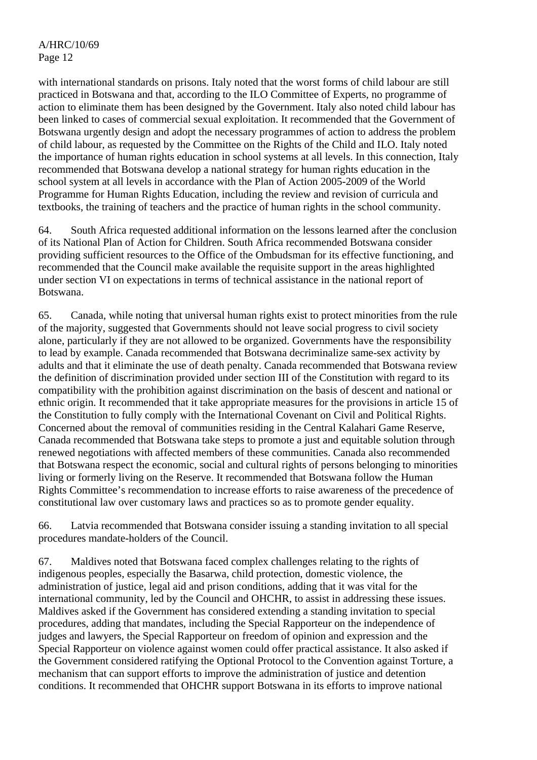with international standards on prisons. Italy noted that the worst forms of child labour are still practiced in Botswana and that, according to the ILO Committee of Experts, no programme of action to eliminate them has been designed by the Government. Italy also noted child labour has been linked to cases of commercial sexual exploitation. It recommended that the Government of Botswana urgently design and adopt the necessary programmes of action to address the problem of child labour, as requested by the Committee on the Rights of the Child and ILO. Italy noted the importance of human rights education in school systems at all levels. In this connection, Italy recommended that Botswana develop a national strategy for human rights education in the school system at all levels in accordance with the Plan of Action 2005-2009 of the World Programme for Human Rights Education, including the review and revision of curricula and textbooks, the training of teachers and the practice of human rights in the school community.

64. South Africa requested additional information on the lessons learned after the conclusion of its National Plan of Action for Children. South Africa recommended Botswana consider providing sufficient resources to the Office of the Ombudsman for its effective functioning, and recommended that the Council make available the requisite support in the areas highlighted under section VI on expectations in terms of technical assistance in the national report of Botswana.

65. Canada, while noting that universal human rights exist to protect minorities from the rule of the majority, suggested that Governments should not leave social progress to civil society alone, particularly if they are not allowed to be organized. Governments have the responsibility to lead by example. Canada recommended that Botswana decriminalize same-sex activity by adults and that it eliminate the use of death penalty. Canada recommended that Botswana review the definition of discrimination provided under section III of the Constitution with regard to its compatibility with the prohibition against discrimination on the basis of descent and national or ethnic origin. It recommended that it take appropriate measures for the provisions in article 15 of the Constitution to fully comply with the International Covenant on Civil and Political Rights. Concerned about the removal of communities residing in the Central Kalahari Game Reserve, Canada recommended that Botswana take steps to promote a just and equitable solution through renewed negotiations with affected members of these communities. Canada also recommended that Botswana respect the economic, social and cultural rights of persons belonging to minorities living or formerly living on the Reserve. It recommended that Botswana follow the Human Rights Committee's recommendation to increase efforts to raise awareness of the precedence of constitutional law over customary laws and practices so as to promote gender equality.

66. Latvia recommended that Botswana consider issuing a standing invitation to all special procedures mandate-holders of the Council.

67. Maldives noted that Botswana faced complex challenges relating to the rights of indigenous peoples, especially the Basarwa, child protection, domestic violence, the administration of justice, legal aid and prison conditions, adding that it was vital for the international community, led by the Council and OHCHR, to assist in addressing these issues. Maldives asked if the Government has considered extending a standing invitation to special procedures, adding that mandates, including the Special Rapporteur on the independence of judges and lawyers, the Special Rapporteur on freedom of opinion and expression and the Special Rapporteur on violence against women could offer practical assistance. It also asked if the Government considered ratifying the Optional Protocol to the Convention against Torture, a mechanism that can support efforts to improve the administration of justice and detention conditions. It recommended that OHCHR support Botswana in its efforts to improve national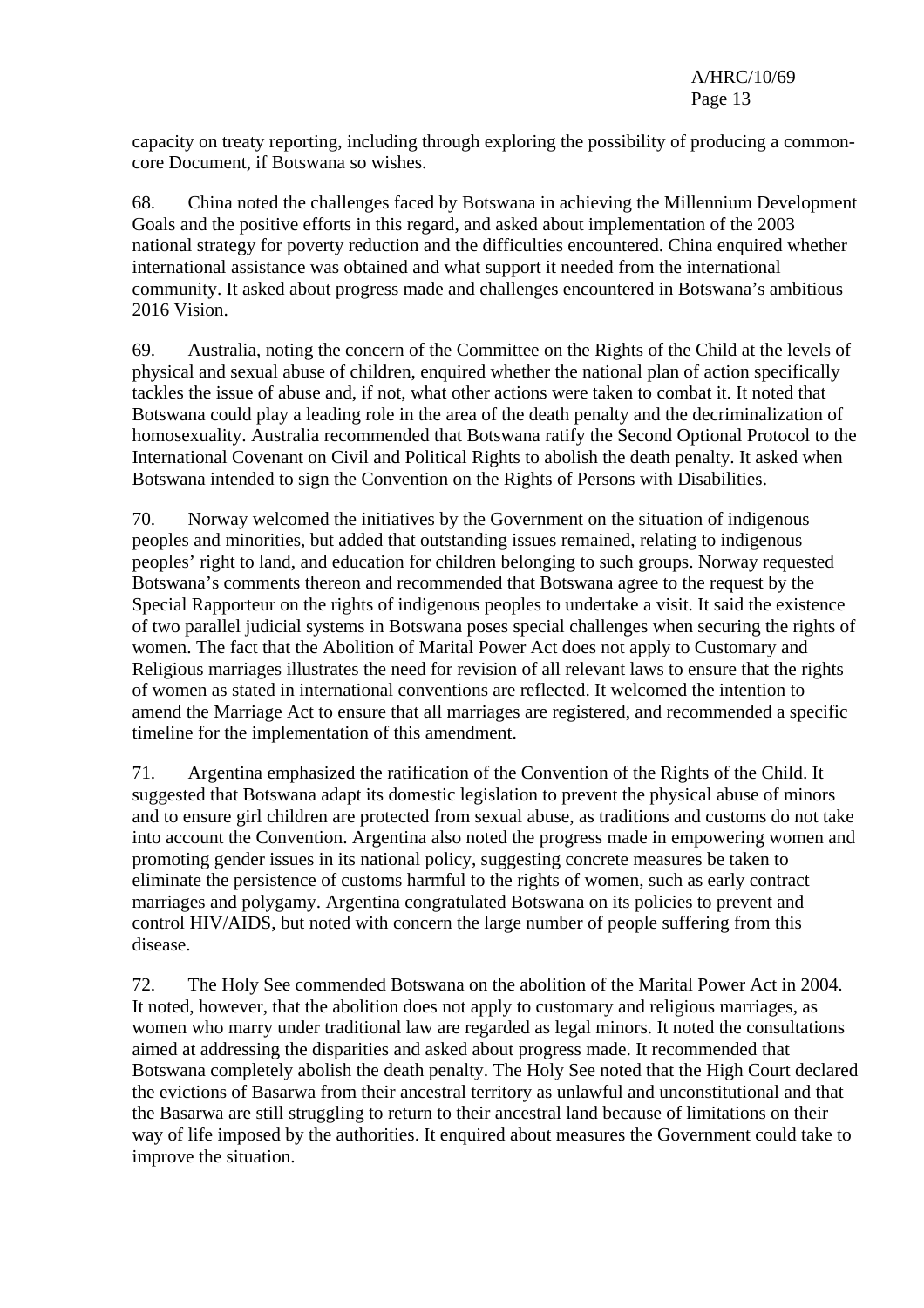capacity on treaty reporting, including through exploring the possibility of producing a common-core Document, if Botswana so wishes.

68. China noted the challenges faced by Botswana in achieving the Millennium Development Goals and the positive efforts in this regard, and asked about implementation of the 2003 national strategy for poverty reduction and the difficulties encountered. China enquired whether international assistance was obtained and what support it needed from the international community. It asked about progress made and challenges encountered in Botswana's ambitious 2016 Vision.

69. Australia, noting the concern of the Committee on the Rights of the Child at the levels of physical and sexual abuse of children, enquired whether the national plan of action specifically tackles the issue of abuse and, if not, what other actions were taken to combat it. It noted that Botswana could play a leading role in the area of the death penalty and the decriminalization of homosexuality. Australia recommended that Botswana ratify the Second Optional Protocol to the International Covenant on Civil and Political Rights to abolish the death penalty. It asked when Botswana intended to sign the Convention on the Rights of Persons with Disabilities.

70. Norway welcomed the initiatives by the Government on the situation of indigenous peoples and minorities, but added that outstanding issues remained, relating to indigenous peoples' right to land, and education for children belonging to such groups. Norway requested Botswana's comments thereon and recommended that Botswana agree to the request by the Special Rapporteur on the rights of indigenous peoples to undertake a visit. It said the existence of two parallel judicial systems in Botswana poses special challenges when securing the rights of women. The fact that the Abolition of Marital Power Act does not apply to Customary and Religious marriages illustrates the need for revision of all relevant laws to ensure that the rights of women as stated in international conventions are reflected. It welcomed the intention to amend the Marriage Act to ensure that all marriages are registered, and recommended a specific timeline for the implementation of this amendment.

71. Argentina emphasized the ratification of the Convention of the Rights of the Child. It suggested that Botswana adapt its domestic legislation to prevent the physical abuse of minors and to ensure girl children are protected from sexual abuse, as traditions and customs do not take into account the Convention. Argentina also noted the progress made in empowering women and promoting gender issues in its national policy, suggesting concrete measures be taken to eliminate the persistence of customs harmful to the rights of women, such as early contract marriages and polygamy. Argentina congratulated Botswana on its policies to prevent and control HIV/AIDS, but noted with concern the large number of people suffering from this disease.

72. The Holy See commended Botswana on the abolition of the Marital Power Act in 2004. It noted, however, that the abolition does not apply to customary and religious marriages, as women who marry under traditional law are regarded as legal minors. It noted the consultations aimed at addressing the disparities and asked about progress made. It recommended that Botswana completely abolish the death penalty. The Holy See noted that the High Court declared the evictions of Basarwa from their ancestral territory as unlawful and unconstitutional and that the Basarwa are still struggling to return to their ancestral land because of limitations on their way of life imposed by the authorities. It enquired about measures the Government could take to improve the situation.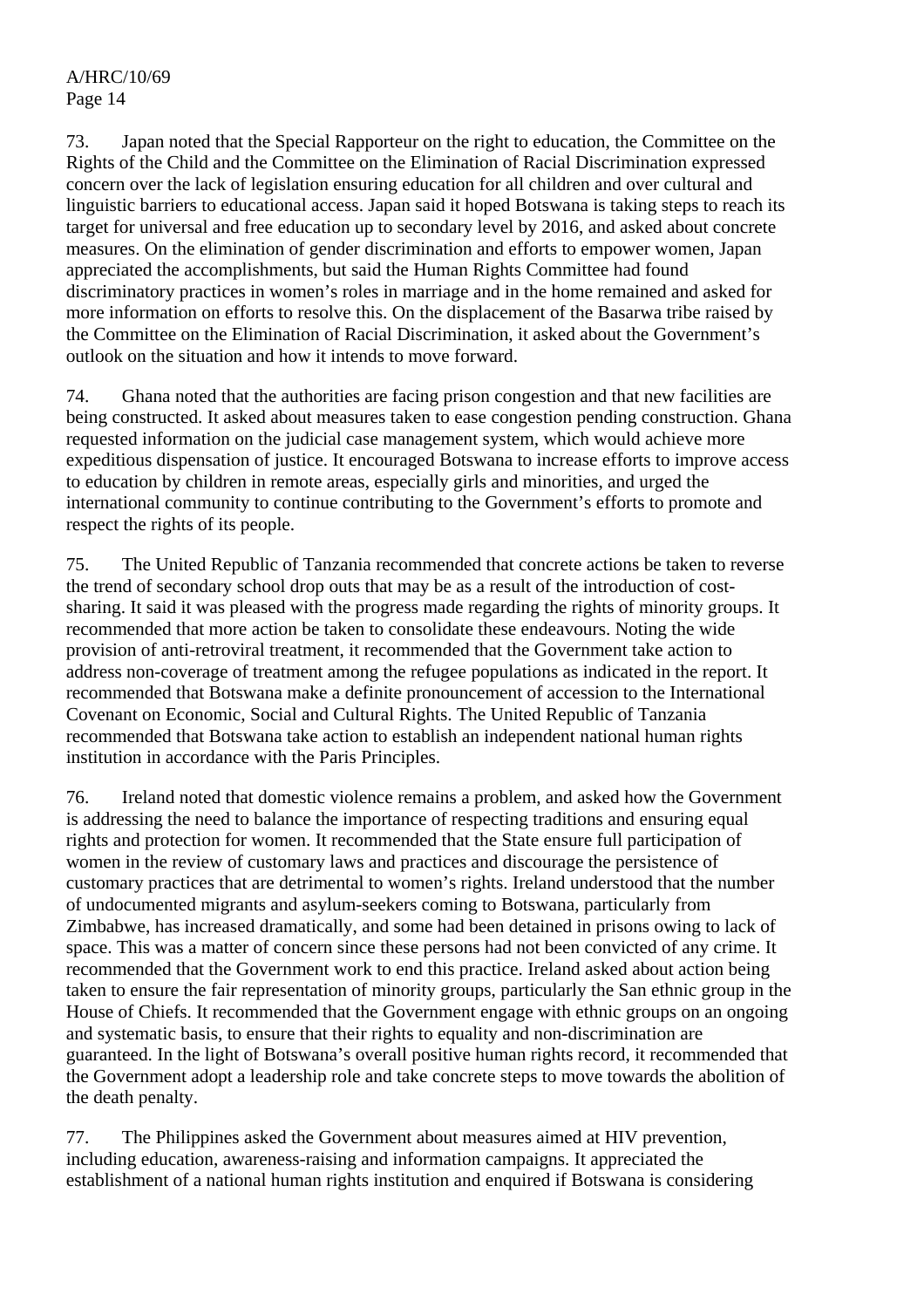73. Japan noted that the Special Rapporteur on the right to education, the Committee on the Rights of the Child and the Committee on the Elimination of Racial Discrimination expressed concern over the lack of legislation ensuring education for all children and over cultural and linguistic barriers to educational access. Japan said it hoped Botswana is taking steps to reach its target for universal and free education up to secondary level by 2016, and asked about concrete measures. On the elimination of gender discrimination and efforts to empower women, Japan appreciated the accomplishments, but said the Human Rights Committee had found discriminatory practices in women's roles in marriage and in the home remained and asked for more information on efforts to resolve this. On the displacement of the Basarwa tribe raised by the Committee on the Elimination of Racial Discrimination, it asked about the Government's outlook on the situation and how it intends to move forward.

74. Ghana noted that the authorities are facing prison congestion and that new facilities are being constructed. It asked about measures taken to ease congestion pending construction. Ghana requested information on the judicial case management system, which would achieve more expeditious dispensation of justice. It encouraged Botswana to increase efforts to improve access to education by children in remote areas, especially girls and minorities, and urged the international community to continue contributing to the Government's efforts to promote and respect the rights of its people.

75. The United Republic of Tanzania recommended that concrete actions be taken to reverse the trend of secondary school drop outs that may be as a result of the introduction of cost-sharing. It said it was pleased with the progress made regarding the rights of minority groups. It recommended that more action be taken to consolidate these endeavours. Noting the wide provision of anti-retroviral treatment, it recommended that the Government take action to address non-coverage of treatment among the refugee populations as indicated in the report. It recommended that Botswana make a definite pronouncement of accession to the International Covenant on Economic, Social and Cultural Rights. The United Republic of Tanzania recommended that Botswana take action to establish an independent national human rights institution in accordance with the Paris Principles.

76. Ireland noted that domestic violence remains a problem, and asked how the Government is addressing the need to balance the importance of respecting traditions and ensuring equal rights and protection for women. It recommended that the State ensure full participation of women in the review of customary laws and practices and discourage the persistence of customary practices that are detrimental to women's rights. Ireland understood that the number of undocumented migrants and asylum-seekers coming to Botswana, particularly from Zimbabwe, has increased dramatically, and some had been detained in prisons owing to lack of space. This was a matter of concern since these persons had not been convicted of any crime. It recommended that the Government work to end this practice. Ireland asked about action being taken to ensure the fair representation of minority groups, particularly the San ethnic group in the House of Chiefs. It recommended that the Government engage with ethnic groups on an ongoing and systematic basis, to ensure that their rights to equality and non-discrimination are guaranteed. In the light of Botswana's overall positive human rights record, it recommended that the Government adopt a leadership role and take concrete steps to move towards the abolition of the death penalty.

77. The Philippines asked the Government about measures aimed at HIV prevention, including education, awareness-raising and information campaigns. It appreciated the establishment of a national human rights institution and enquired if Botswana is considering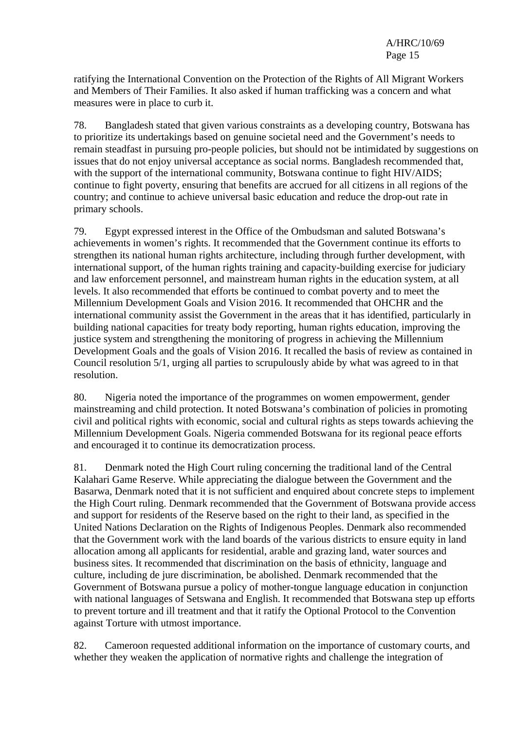ratifying the International Convention on the Protection of the Rights of All Migrant Workers and Members of Their Families. It also asked if human trafficking was a concern and what measures were in place to curb it.

78. Bangladesh stated that given various constraints as a developing country, Botswana has to prioritize its undertakings based on genuine societal need and the Government's needs to remain steadfast in pursuing pro-people policies, but should not be intimidated by suggestions on issues that do not enjoy universal acceptance as social norms. Bangladesh recommended that, with the support of the international community, Botswana continue to fight HIV/AIDS; continue to fight poverty, ensuring that benefits are accrued for all citizens in all regions of the country; and continue to achieve universal basic education and reduce the drop-out rate in primary schools.

79. Egypt expressed interest in the Office of the Ombudsman and saluted Botswana's achievements in women's rights. It recommended that the Government continue its efforts to strengthen its national human rights architecture, including through further development, with international support, of the human rights training and capacity-building exercise for judiciary and law enforcement personnel, and mainstream human rights in the education system, at all levels. It also recommended that efforts be continued to combat poverty and to meet the Millennium Development Goals and Vision 2016. It recommended that OHCHR and the international community assist the Government in the areas that it has identified, particularly in building national capacities for treaty body reporting, human rights education, improving the justice system and strengthening the monitoring of progress in achieving the Millennium Development Goals and the goals of Vision 2016. It recalled the basis of review as contained in Council resolution 5/1, urging all parties to scrupulously abide by what was agreed to in that resolution.

80. Nigeria noted the importance of the programmes on women empowerment, gender mainstreaming and child protection. It noted Botswana's combination of policies in promoting civil and political rights with economic, social and cultural rights as steps towards achieving the Millennium Development Goals. Nigeria commended Botswana for its regional peace efforts and encouraged it to continue its democratization process.

81. Denmark noted the High Court ruling concerning the traditional land of the Central Kalahari Game Reserve. While appreciating the dialogue between the Government and the Basarwa, Denmark noted that it is not sufficient and enquired about concrete steps to implement the High Court ruling. Denmark recommended that the Government of Botswana provide access and support for residents of the Reserve based on the right to their land, as specified in the United Nations Declaration on the Rights of Indigenous Peoples. Denmark also recommended that the Government work with the land boards of the various districts to ensure equity in land allocation among all applicants for residential, arable and grazing land, water sources and business sites. It recommended that discrimination on the basis of ethnicity, language and culture, including de jure discrimination, be abolished. Denmark recommended that the Government of Botswana pursue a policy of mother-tongue language education in conjunction with national languages of Setswana and English. It recommended that Botswana step up efforts to prevent torture and ill treatment and that it ratify the Optional Protocol to the Convention against Torture with utmost importance.

82. Cameroon requested additional information on the importance of customary courts, and whether they weaken the application of normative rights and challenge the integration of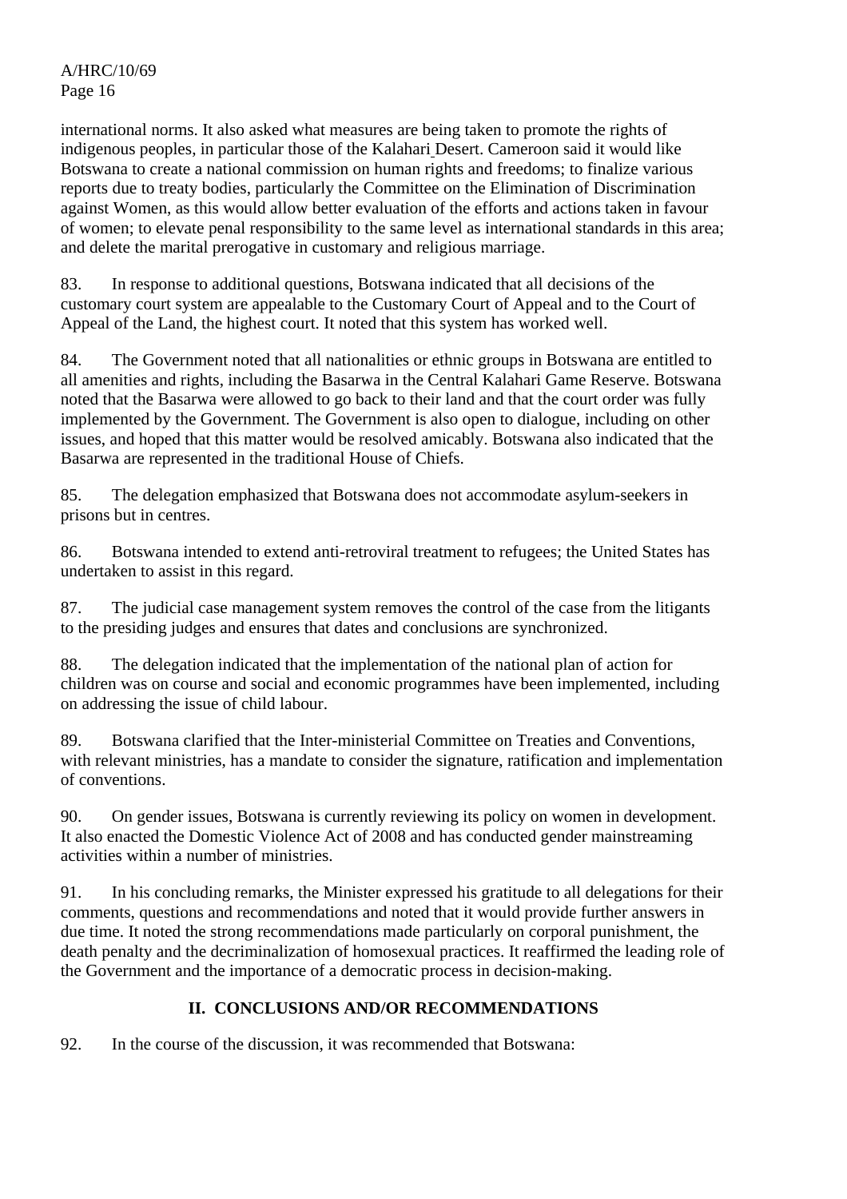international norms. It also asked what measures are being taken to promote the rights of indigenous peoples, in particular those of the Kalahari Desert. Cameroon said it would like Botswana to create a national commission on human rights and freedoms; to finalize various reports due to treaty bodies, particularly the Committee on the Elimination of Discrimination against Women, as this would allow better evaluation of the efforts and actions taken in favour of women; to elevate penal responsibility to the same level as international standards in this area; and delete the marital prerogative in customary and religious marriage.

83. In response to additional questions, Botswana indicated that all decisions of the customary court system are appealable to the Customary Court of Appeal and to the Court of Appeal of the Land, the highest court. It noted that this system has worked well.

84. The Government noted that all nationalities or ethnic groups in Botswana are entitled to all amenities and rights, including the Basarwa in the Central Kalahari Game Reserve. Botswana noted that the Basarwa were allowed to go back to their land and that the court order was fully implemented by the Government. The Government is also open to dialogue, including on other issues, and hoped that this matter would be resolved amicably. Botswana also indicated that the Basarwa are represented in the traditional House of Chiefs.

85. The delegation emphasized that Botswana does not accommodate asylum-seekers in prisons but in centres.

86. Botswana intended to extend anti-retroviral treatment to refugees; the United States has undertaken to assist in this regard.

87. The judicial case management system removes the control of the case from the litigants to the presiding judges and ensures that dates and conclusions are synchronized.

88. The delegation indicated that the implementation of the national plan of action for children was on course and social and economic programmes have been implemented, including on addressing the issue of child labour.

89. Botswana clarified that the Inter-ministerial Committee on Treaties and Conventions, with relevant ministries, has a mandate to consider the signature, ratification and implementation of conventions.

90. On gender issues, Botswana is currently reviewing its policy on women in development. It also enacted the Domestic Violence Act of 2008 and has conducted gender mainstreaming activities within a number of ministries.

91. In his concluding remarks, the Minister expressed his gratitude to all delegations for their comments, questions and recommendations and noted that it would provide further answers in due time. It noted the strong recommendations made particularly on corporal punishment, the death penalty and the decriminalization of homosexual practices. It reaffirmed the leading role of the Government and the importance of a democratic process in decision-making.

## II. CONCLUSIONS AND/OR RECOMMENDATIONS

92. In the course of the discussion, it was recommended that Botswana: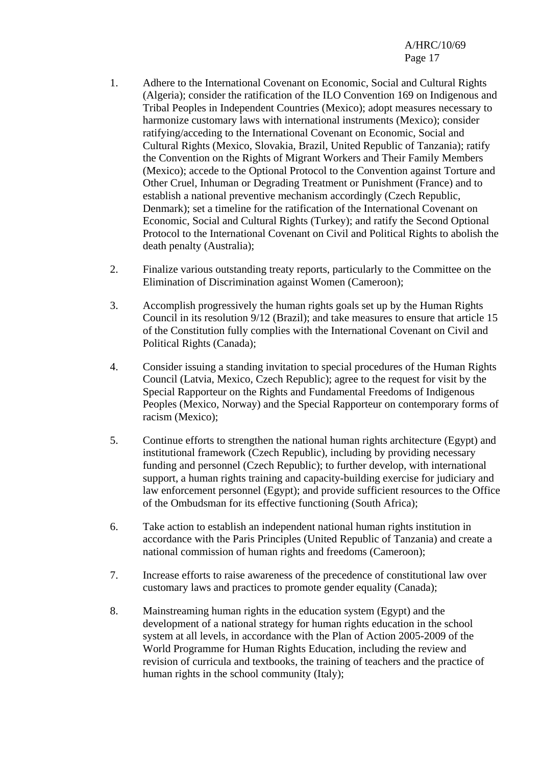1. Adhere to the International Covenant on Economic, Social and Cultural Rights (Algeria); consider the ratification of the ILO Convention 169 on Indigenous and Tribal Peoples in Independent Countries (Mexico); adopt measures necessary to harmonize customary laws with international instruments (Mexico); consider ratifying/acceding to the International Covenant on Economic, Social and Cultural Rights (Mexico, Slovakia, Brazil, United Republic of Tanzania); ratify the Convention on the Rights of Migrant Workers and Their Family Members (Mexico); accede to the Optional Protocol to the Convention against Torture and Other Cruel, Inhuman or Degrading Treatment or Punishment (France) and to establish a national preventive mechanism accordingly (Czech Republic, Denmark); set a timeline for the ratification of the International Covenant on Economic, Social and Cultural Rights (Turkey); and ratify the Second Optional Protocol to the International Covenant on Civil and Political Rights to abolish the death penalty (Australia);

2. Finalize various outstanding treaty reports, particularly to the Committee on the Elimination of Discrimination against Women (Cameroon);

3. Accomplish progressively the human rights goals set up by the Human Rights Council in its resolution 9/12 (Brazil); and take measures to ensure that article 15 of the Constitution fully complies with the International Covenant on Civil and Political Rights (Canada);

4. Consider issuing a standing invitation to special procedures of the Human Rights Council (Latvia, Mexico, Czech Republic); agree to the request for visit by the Special Rapporteur on the Rights and Fundamental Freedoms of Indigenous Peoples (Mexico, Norway) and the Special Rapporteur on contemporary forms of racism (Mexico);

5. Continue efforts to strengthen the national human rights architecture (Egypt) and institutional framework (Czech Republic), including by providing necessary funding and personnel (Czech Republic); to further develop, with international support, a human rights training and capacity-building exercise for judiciary and law enforcement personnel (Egypt); and provide sufficient resources to the Office of the Ombudsman for its effective functioning (South Africa);

6. Take action to establish an independent national human rights institution in accordance with the Paris Principles (United Republic of Tanzania) and create a national commission of human rights and freedoms (Cameroon);

7. Increase efforts to raise awareness of the precedence of constitutional law over customary laws and practices to promote gender equality (Canada);

8. Mainstreaming human rights in the education system (Egypt) and the development of a national strategy for human rights education in the school system at all levels, in accordance with the Plan of Action 2005-2009 of the World Programme for Human Rights Education, including the review and revision of curricula and textbooks, the training of teachers and the practice of human rights in the school community (Italy);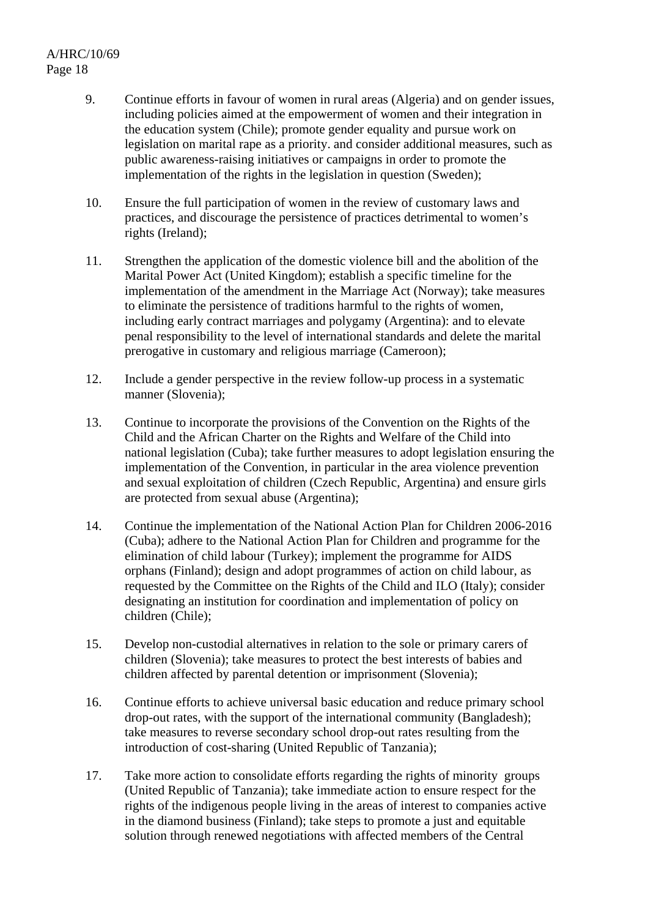9. Continue efforts in favour of women in rural areas (Algeria) and on gender issues, including policies aimed at the empowerment of women and their integration in the education system (Chile); promote gender equality and pursue work on legislation on marital rape as a priority. and consider additional measures, such as public awareness-raising initiatives or campaigns in order to promote the implementation of the rights in the legislation in question (Sweden);

10. Ensure the full participation of women in the review of customary laws and practices, and discourage the persistence of practices detrimental to women's rights (Ireland);

11. Strengthen the application of the domestic violence bill and the abolition of the Marital Power Act (United Kingdom); establish a specific timeline for the implementation of the amendment in the Marriage Act (Norway); take measures to eliminate the persistence of traditions harmful to the rights of women, including early contract marriages and polygamy (Argentina): and to elevate penal responsibility to the level of international standards and delete the marital prerogative in customary and religious marriage (Cameroon);

12. Include a gender perspective in the review follow-up process in a systematic manner (Slovenia);

13. Continue to incorporate the provisions of the Convention on the Rights of the Child and the African Charter on the Rights and Welfare of the Child into national legislation (Cuba); take further measures to adopt legislation ensuring the implementation of the Convention, in particular in the area violence prevention and sexual exploitation of children (Czech Republic, Argentina) and ensure girls are protected from sexual abuse (Argentina);

14. Continue the implementation of the National Action Plan for Children 2006-2016 (Cuba); adhere to the National Action Plan for Children and programme for the elimination of child labour (Turkey); implement the programme for AIDS orphans (Finland); design and adopt programmes of action on child labour, as requested by the Committee on the Rights of the Child and ILO (Italy); consider designating an institution for coordination and implementation of policy on children (Chile);

15. Develop non-custodial alternatives in relation to the sole or primary carers of children (Slovenia); take measures to protect the best interests of babies and children affected by parental detention or imprisonment (Slovenia);

16. Continue efforts to achieve universal basic education and reduce primary school drop-out rates, with the support of the international community (Bangladesh); take measures to reverse secondary school drop-out rates resulting from the introduction of cost-sharing (United Republic of Tanzania);

17. Take more action to consolidate efforts regarding the rights of minority groups (United Republic of Tanzania); take immediate action to ensure respect for the rights of the indigenous people living in the areas of interest to companies active in the diamond business (Finland); take steps to promote a just and equitable solution through renewed negotiations with affected members of the Central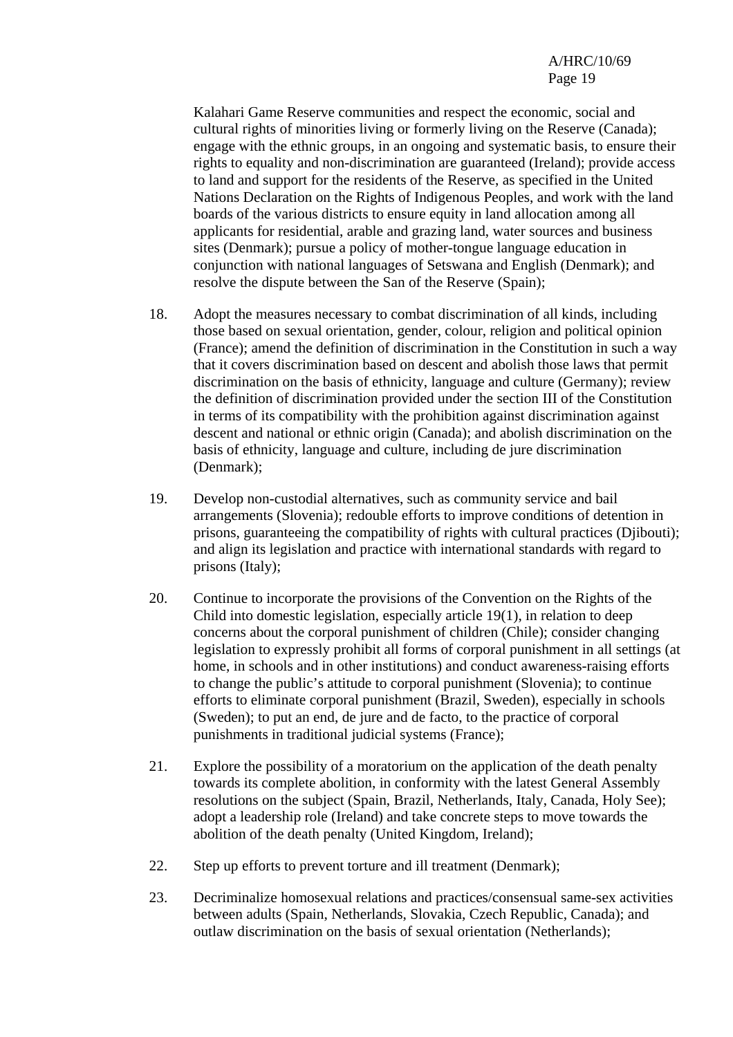Kalahari Game Reserve communities and respect the economic, social and cultural rights of minorities living or formerly living on the Reserve (Canada); engage with the ethnic groups, in an ongoing and systematic basis, to ensure their rights to equality and non-discrimination are guaranteed (Ireland); provide access to land and support for the residents of the Reserve, as specified in the United Nations Declaration on the Rights of Indigenous Peoples, and work with the land boards of the various districts to ensure equity in land allocation among all applicants for residential, arable and grazing land, water sources and business sites (Denmark); pursue a policy of mother-tongue language education in conjunction with national languages of Setswana and English (Denmark); and resolve the dispute between the San of the Reserve (Spain);

18. Adopt the measures necessary to combat discrimination of all kinds, including those based on sexual orientation, gender, colour, religion and political opinion (France); amend the definition of discrimination in the Constitution in such a way that it covers discrimination based on descent and abolish those laws that permit discrimination on the basis of ethnicity, language and culture (Germany); review the definition of discrimination provided under the section III of the Constitution in terms of its compatibility with the prohibition against discrimination against descent and national or ethnic origin (Canada); and abolish discrimination on the basis of ethnicity, language and culture, including de jure discrimination (Denmark);

19. Develop non-custodial alternatives, such as community service and bail arrangements (Slovenia); redouble efforts to improve conditions of detention in prisons, guaranteeing the compatibility of rights with cultural practices (Djibouti); and align its legislation and practice with international standards with regard to prisons (Italy);

20. Continue to incorporate the provisions of the Convention on the Rights of the Child into domestic legislation, especially article 19(1), in relation to deep concerns about the corporal punishment of children (Chile); consider changing legislation to expressly prohibit all forms of corporal punishment in all settings (at home, in schools and in other institutions) and conduct awareness-raising efforts to change the public's attitude to corporal punishment (Slovenia); to continue efforts to eliminate corporal punishment (Brazil, Sweden), especially in schools (Sweden); to put an end, de jure and de facto, to the practice of corporal punishments in traditional judicial systems (France);

21. Explore the possibility of a moratorium on the application of the death penalty towards its complete abolition, in conformity with the latest General Assembly resolutions on the subject (Spain, Brazil, Netherlands, Italy, Canada, Holy See); adopt a leadership role (Ireland) and take concrete steps to move towards the abolition of the death penalty (United Kingdom, Ireland);

22. Step up efforts to prevent torture and ill treatment (Denmark);

23. Decriminalize homosexual relations and practices/consensual same-sex activities between adults (Spain, Netherlands, Slovakia, Czech Republic, Canada); and outlaw discrimination on the basis of sexual orientation (Netherlands);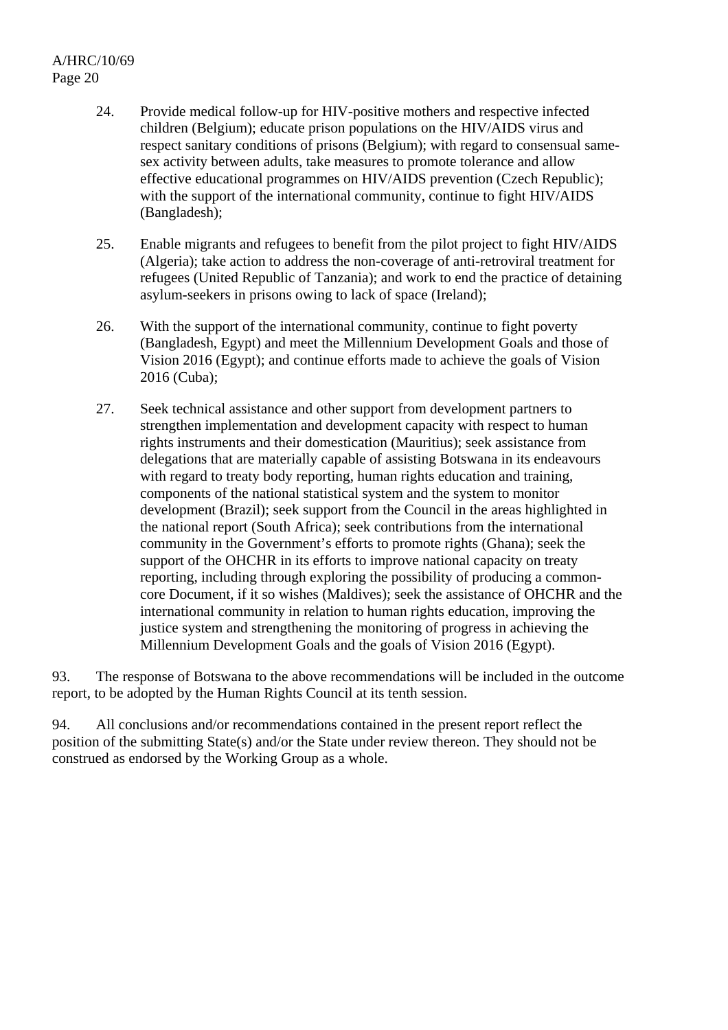24. Provide medical follow-up for HIV-positive mothers and respective infected children (Belgium); educate prison populations on the HIV/AIDS virus and respect sanitary conditions of prisons (Belgium); with regard to consensual same-sex activity between adults, take measures to promote tolerance and allow effective educational programmes on HIV/AIDS prevention (Czech Republic); with the support of the international community, continue to fight HIV/AIDS (Bangladesh);

25. Enable migrants and refugees to benefit from the pilot project to fight HIV/AIDS (Algeria); take action to address the non-coverage of anti-retroviral treatment for refugees (United Republic of Tanzania); and work to end the practice of detaining asylum-seekers in prisons owing to lack of space (Ireland);

26. With the support of the international community, continue to fight poverty (Bangladesh, Egypt) and meet the Millennium Development Goals and those of Vision 2016 (Egypt); and continue efforts made to achieve the goals of Vision 2016 (Cuba);

27. Seek technical assistance and other support from development partners to strengthen implementation and development capacity with respect to human rights instruments and their domestication (Mauritius); seek assistance from delegations that are materially capable of assisting Botswana in its endeavours with regard to treaty body reporting, human rights education and training, components of the national statistical system and the system to monitor development (Brazil); seek support from the Council in the areas highlighted in the national report (South Africa); seek contributions from the international community in the Government's efforts to promote rights (Ghana); seek the support of the OHCHR in its efforts to improve national capacity on treaty reporting, including through exploring the possibility of producing a common-core Document, if it so wishes (Maldives); seek the assistance of OHCHR and the international community in relation to human rights education, improving the justice system and strengthening the monitoring of progress in achieving the Millennium Development Goals and the goals of Vision 2016 (Egypt).

93. The response of Botswana to the above recommendations will be included in the outcome report, to be adopted by the Human Rights Council at its tenth session.

94. All conclusions and/or recommendations contained in the present report reflect the position of the submitting State(s) and/or the State under review thereon. They should not be construed as endorsed by the Working Group as a whole.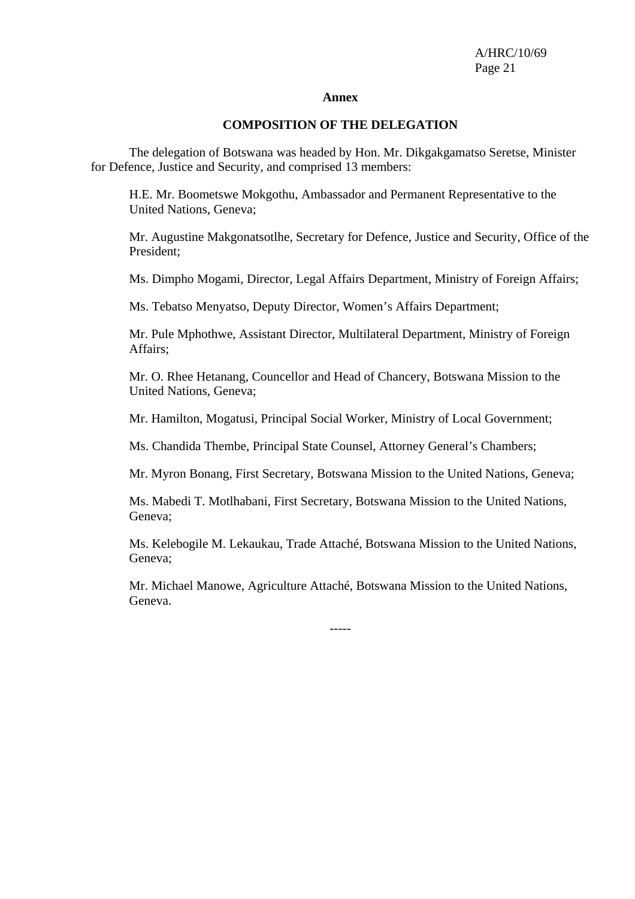**Annex**

**COMPOSITION OF THE DELEGATION**

The delegation of Botswana was headed by Hon. Mr. Dikgakgamatso Seretse, Minister for Defence, Justice and Security, and comprised 13 members:

H.E. Mr. Boometswe Mokgothu, Ambassador and Permanent Representative to the United Nations, Geneva;

Mr. Augustine Makgonatsotlhe, Secretary for Defence, Justice and Security, Office of the President;

Ms. Dimpho Mogami, Director, Legal Affairs Department, Ministry of Foreign Affairs;

Ms. Tebatso Menyatso, Deputy Director, Women's Affairs Department;

Mr. Pule Mphothwe, Assistant Director, Multilateral Department, Ministry of Foreign Affairs;

Mr. O. Rhee Hetanang, Councellor and Head of Chancery, Botswana Mission to the United Nations, Geneva;

Mr. Hamilton, Mogatusi, Principal Social Worker, Ministry of Local Government;

Ms. Chandida Thembe, Principal State Counsel, Attorney General's Chambers;

Mr. Myron Bonang, First Secretary, Botswana Mission to the United Nations, Geneva;

Ms. Mabedi T. Motlhabani, First Secretary, Botswana Mission to the United Nations, Geneva;

Ms. Kelebogile M. Lekaukau, Trade Attaché, Botswana Mission to the United Nations, Geneva;

Mr. Michael Manowe, Agriculture Attaché, Botswana Mission to the United Nations, Geneva.

-----